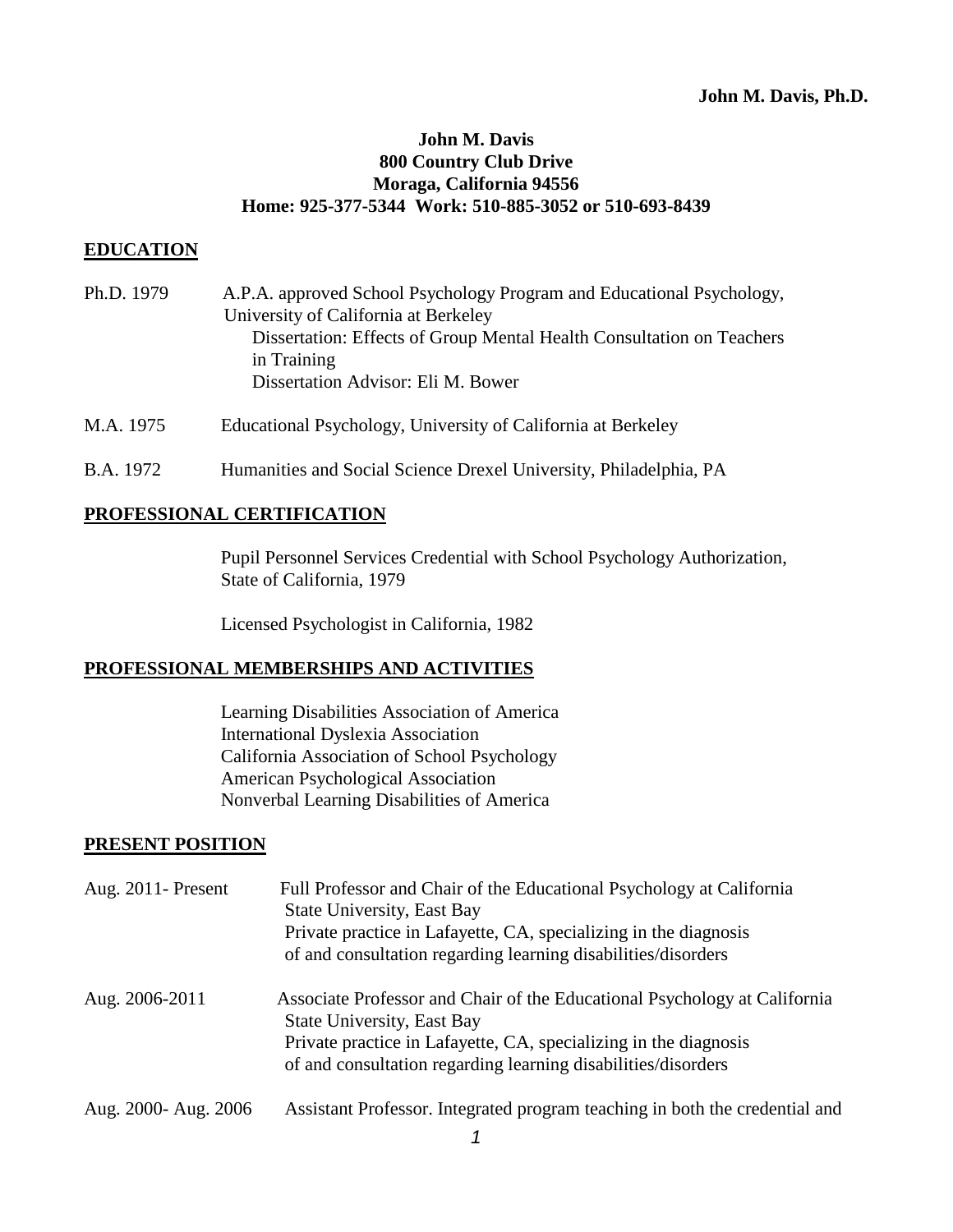**John M. Davis**
**800 Country Club Drive**
**Moraga, California 94556**
**Home: 925-377-5344 Work: 510-885-3052 or 510-693-8439**

## EDUCATION

Ph.D. 1979 A.P.A. approved School Psychology Program and Educational Psychology, University of California at Berkeley
Dissertation: Effects of Group Mental Health Consultation on Teachers in Training
Dissertation Advisor: Eli M. Bower

M.A. 1975 Educational Psychology, University of California at Berkeley

B.A. 1972 Humanities and Social Science Drexel University, Philadelphia, PA

## PROFESSIONAL CERTIFICATION

Pupil Personnel Services Credential with School Psychology Authorization, State of California, 1979

Licensed Psychologist in California, 1982

## PROFESSIONAL MEMBERSHIPS AND ACTIVITIES

Learning Disabilities Association of America
International Dyslexia Association
California Association of School Psychology
American Psychological Association
Nonverbal Learning Disabilities of America

## PRESENT POSITION

Aug. 2011- Present Full Professor and Chair of the Educational Psychology at California State University, East Bay
Private practice in Lafayette, CA, specializing in the diagnosis of and consultation regarding learning disabilities/disorders

Aug. 2006-2011 Associate Professor and Chair of the Educational Psychology at California State University, East Bay
Private practice in Lafayette, CA, specializing in the diagnosis of and consultation regarding learning disabilities/disorders

Aug. 2000- Aug. 2006 Assistant Professor. Integrated program teaching in both the credential and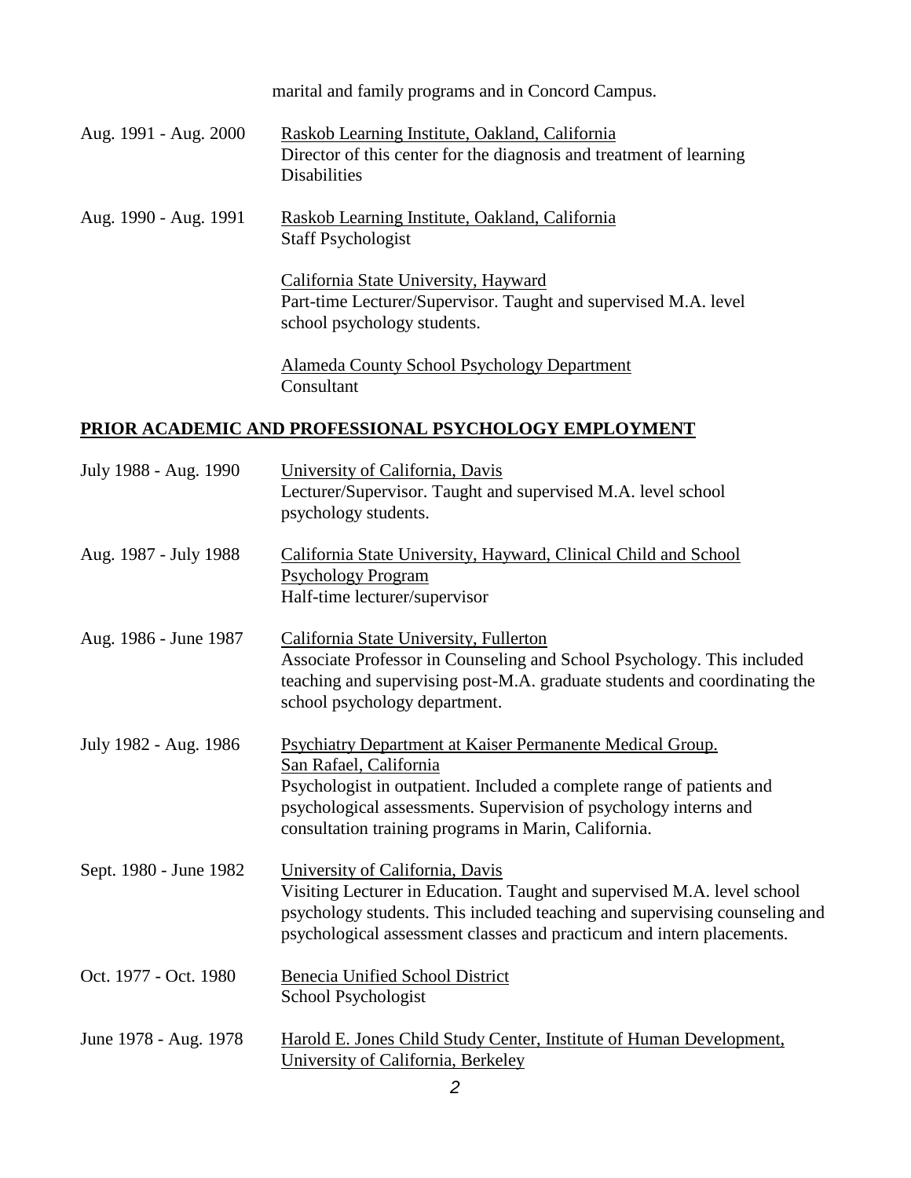marital and family programs and in Concord Campus.

Aug. 1991 - Aug. 2000 — Raskob Learning Institute, Oakland, California
Director of this center for the diagnosis and treatment of learning Disabilities

Aug. 1990 - Aug. 1991 — Raskob Learning Institute, Oakland, California
Staff Psychologist

California State University, Hayward
Part-time Lecturer/Supervisor. Taught and supervised M.A. level school psychology students.

Alameda County School Psychology Department
Consultant

## PRIOR ACADEMIC AND PROFESSIONAL PSYCHOLOGY EMPLOYMENT

July 1988 - Aug. 1990 — University of California, Davis
Lecturer/Supervisor. Taught and supervised M.A. level school psychology students.

Aug. 1987 - July 1988 — California State University, Hayward, Clinical Child and School Psychology Program
Half-time lecturer/supervisor

Aug. 1986 - June 1987 — California State University, Fullerton
Associate Professor in Counseling and School Psychology. This included teaching and supervising post-M.A. graduate students and coordinating the school psychology department.

July 1982 - Aug. 1986 — Psychiatry Department at Kaiser Permanente Medical Group. San Rafael, California
Psychologist in outpatient. Included a complete range of patients and psychological assessments. Supervision of psychology interns and consultation training programs in Marin, California.

Sept. 1980 - June 1982 — University of California, Davis
Visiting Lecturer in Education. Taught and supervised M.A. level school psychology students. This included teaching and supervising counseling and psychological assessment classes and practicum and intern placements.

Oct. 1977 - Oct. 1980 — Benecia Unified School District
School Psychologist

June 1978 - Aug. 1978 — Harold E. Jones Child Study Center, Institute of Human Development, University of California, Berkeley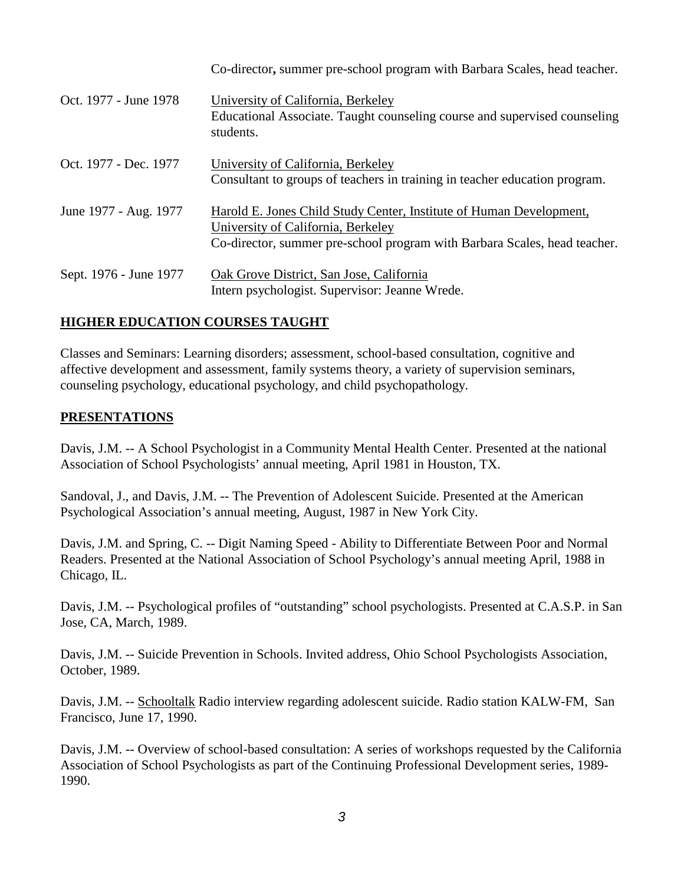Co-director**,** summer pre-school program with Barbara Scales, head teacher.

| | |
|---|---|
| Oct. 1977 - June 1978 | University of California, Berkeley<br>Educational Associate. Taught counseling course and supervised counseling students. |
| Oct. 1977 - Dec. 1977 | University of California, Berkeley<br>Consultant to groups of teachers in training in teacher education program. |
| June 1977 - Aug. 1977 | Harold E. Jones Child Study Center, Institute of Human Development, University of California, Berkeley<br>Co-director, summer pre-school program with Barbara Scales, head teacher. |
| Sept. 1976 - June 1977 | Oak Grove District, San Jose, California<br>Intern psychologist. Supervisor: Jeanne Wrede. |

## HIGHER EDUCATION COURSES TAUGHT

Classes and Seminars: Learning disorders; assessment, school-based consultation, cognitive and affective development and assessment, family systems theory, a variety of supervision seminars, counseling psychology, educational psychology, and child psychopathology.

## PRESENTATIONS

Davis, J.M. -- A School Psychologist in a Community Mental Health Center. Presented at the national Association of School Psychologists' annual meeting, April 1981 in Houston, TX.

Sandoval, J., and Davis, J.M. -- The Prevention of Adolescent Suicide. Presented at the American Psychological Association's annual meeting, August, 1987 in New York City.

Davis, J.M. and Spring, C. -- Digit Naming Speed - Ability to Differentiate Between Poor and Normal Readers. Presented at the National Association of School Psychology's annual meeting April, 1988 in Chicago, IL.

Davis, J.M. -- Psychological profiles of "outstanding" school psychologists. Presented at C.A.S.P. in San Jose, CA, March, 1989.

Davis, J.M. -- Suicide Prevention in Schools. Invited address, Ohio School Psychologists Association, October, 1989.

Davis, J.M. -- Schooltalk Radio interview regarding adolescent suicide. Radio station KALW-FM, San Francisco, June 17, 1990.

Davis, J.M. -- Overview of school-based consultation: A series of workshops requested by the California Association of School Psychologists as part of the Continuing Professional Development series, 1989-1990.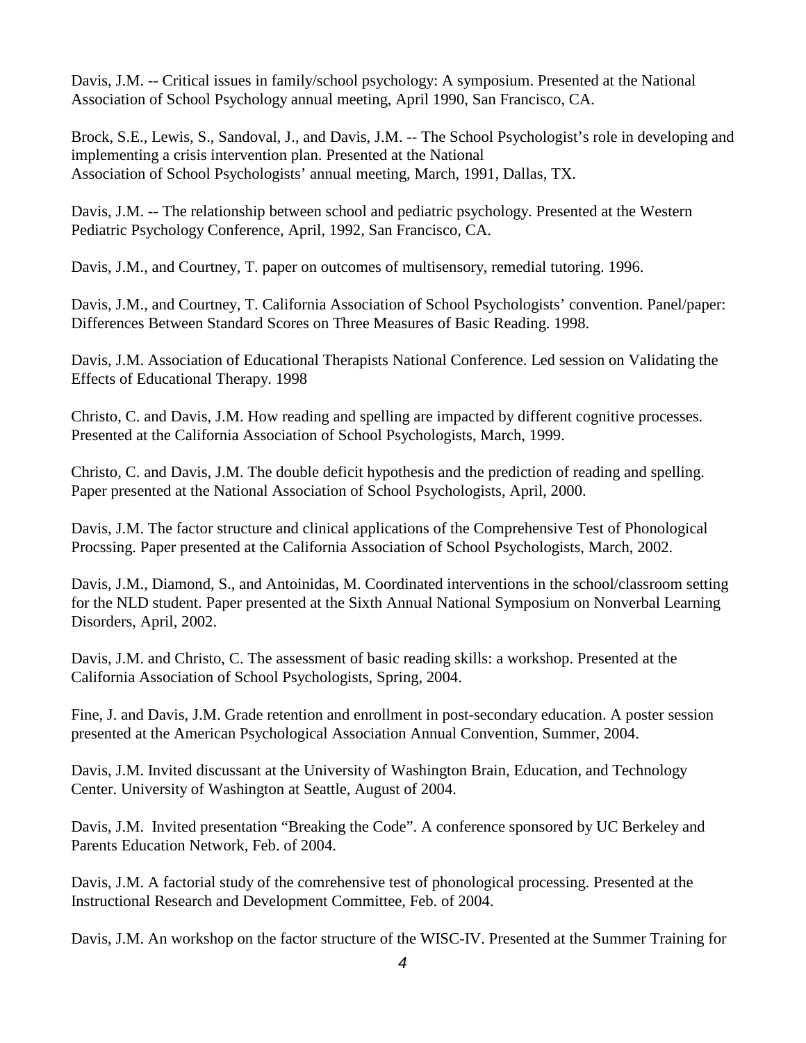Davis, J.M. -- Critical issues in family/school psychology: A symposium. Presented at the National Association of School Psychology annual meeting, April 1990, San Francisco, CA.

Brock, S.E., Lewis, S., Sandoval, J., and Davis, J.M. -- The School Psychologist's role in developing and implementing a crisis intervention plan. Presented at the National Association of School Psychologists' annual meeting, March, 1991, Dallas, TX.

Davis, J.M. -- The relationship between school and pediatric psychology. Presented at the Western Pediatric Psychology Conference, April, 1992, San Francisco, CA.

Davis, J.M., and Courtney, T. paper on outcomes of multisensory, remedial tutoring. 1996.

Davis, J.M., and Courtney, T. California Association of School Psychologists' convention. Panel/paper: Differences Between Standard Scores on Three Measures of Basic Reading. 1998.

Davis, J.M. Association of Educational Therapists National Conference. Led session on Validating the Effects of Educational Therapy. 1998

Christo, C. and Davis, J.M. How reading and spelling are impacted by different cognitive processes. Presented at the California Association of School Psychologists, March, 1999.

Christo, C. and Davis, J.M. The double deficit hypothesis and the prediction of reading and spelling. Paper presented at the National Association of School Psychologists, April, 2000.

Davis, J.M. The factor structure and clinical applications of the Comprehensive Test of Phonological Procssing. Paper presented at the California Association of School Psychologists, March, 2002.

Davis, J.M., Diamond, S., and Antoinidas, M. Coordinated interventions in the school/classroom setting for the NLD student. Paper presented at the Sixth Annual National Symposium on Nonverbal Learning Disorders, April, 2002.

Davis, J.M. and Christo, C. The assessment of basic reading skills: a workshop. Presented at the California Association of School Psychologists, Spring, 2004.

Fine, J. and Davis, J.M. Grade retention and enrollment in post-secondary education. A poster session presented at the American Psychological Association Annual Convention, Summer, 2004.

Davis, J.M. Invited discussant at the University of Washington Brain, Education, and Technology Center. University of Washington at Seattle, August of 2004.

Davis, J.M. Invited presentation "Breaking the Code". A conference sponsored by UC Berkeley and Parents Education Network, Feb. of 2004.

Davis, J.M. A factorial study of the comrehensive test of phonological processing. Presented at the Instructional Research and Development Committee, Feb. of 2004.

Davis, J.M. An workshop on the factor structure of the WISC-IV. Presented at the Summer Training for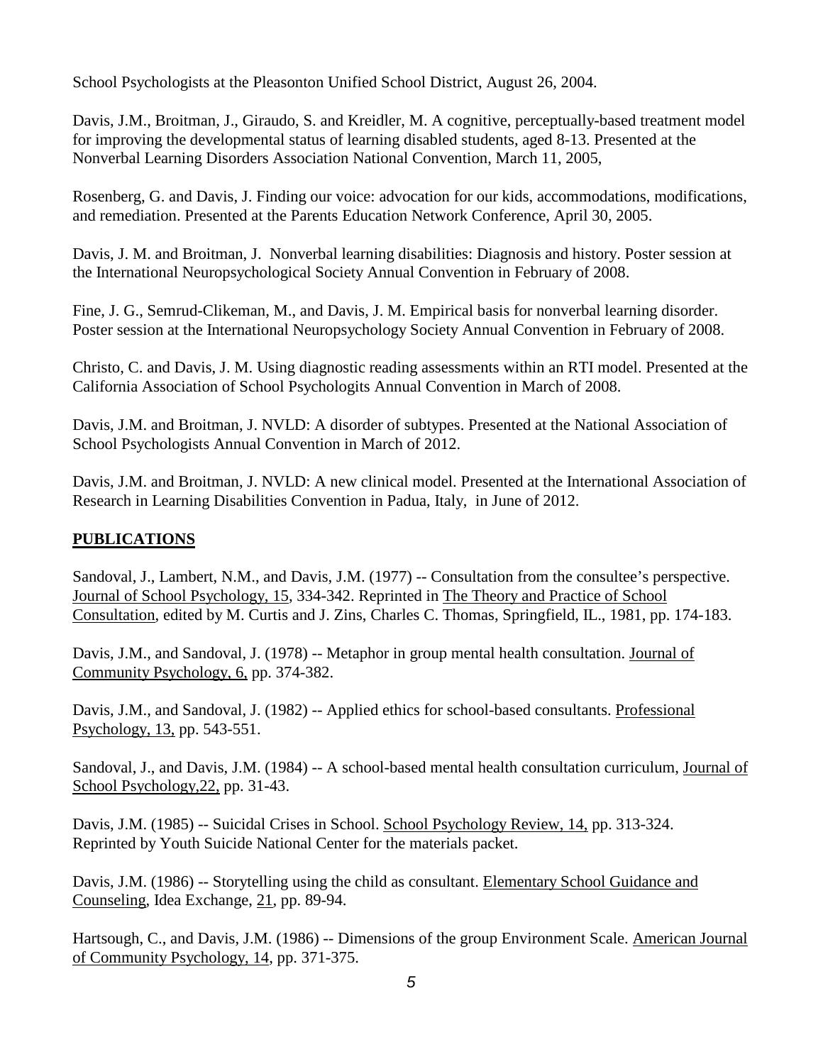School Psychologists at the Pleasonton Unified School District, August 26, 2004.

Davis, J.M., Broitman, J., Giraudo, S. and Kreidler, M. A cognitive, perceptually-based treatment model for improving the developmental status of learning disabled students, aged 8-13. Presented at the Nonverbal Learning Disorders Association National Convention, March 11, 2005,

Rosenberg, G. and Davis, J. Finding our voice: advocation for our kids, accommodations, modifications, and remediation. Presented at the Parents Education Network Conference, April 30, 2005.

Davis, J. M. and Broitman, J. Nonverbal learning disabilities: Diagnosis and history. Poster session at the International Neuropsychological Society Annual Convention in February of 2008.

Fine, J. G., Semrud-Clikeman, M., and Davis, J. M. Empirical basis for nonverbal learning disorder. Poster session at the International Neuropsychology Society Annual Convention in February of 2008.

Christo, C. and Davis, J. M. Using diagnostic reading assessments within an RTI model. Presented at the California Association of School Psychologits Annual Convention in March of 2008.

Davis, J.M. and Broitman, J. NVLD: A disorder of subtypes. Presented at the National Association of School Psychologists Annual Convention in March of 2012.

Davis, J.M. and Broitman, J. NVLD: A new clinical model. Presented at the International Association of Research in Learning Disabilities Convention in Padua, Italy, in June of 2012.

## PUBLICATIONS

Sandoval, J., Lambert, N.M., and Davis, J.M. (1977) -- Consultation from the consultee's perspective. Journal of School Psychology, 15, 334-342. Reprinted in The Theory and Practice of School Consultation, edited by M. Curtis and J. Zins, Charles C. Thomas, Springfield, IL., 1981, pp. 174-183.

Davis, J.M., and Sandoval, J. (1978) -- Metaphor in group mental health consultation. Journal of Community Psychology, 6, pp. 374-382.

Davis, J.M., and Sandoval, J. (1982) -- Applied ethics for school-based consultants. Professional Psychology, 13, pp. 543-551.

Sandoval, J., and Davis, J.M. (1984) -- A school-based mental health consultation curriculum, Journal of School Psychology,22, pp. 31-43.

Davis, J.M. (1985) -- Suicidal Crises in School. School Psychology Review, 14, pp. 313-324. Reprinted by Youth Suicide National Center for the materials packet.

Davis, J.M. (1986) -- Storytelling using the child as consultant. Elementary School Guidance and Counseling, Idea Exchange, 21, pp. 89-94.

Hartsough, C., and Davis, J.M. (1986) -- Dimensions of the group Environment Scale. American Journal of Community Psychology, 14, pp. 371-375.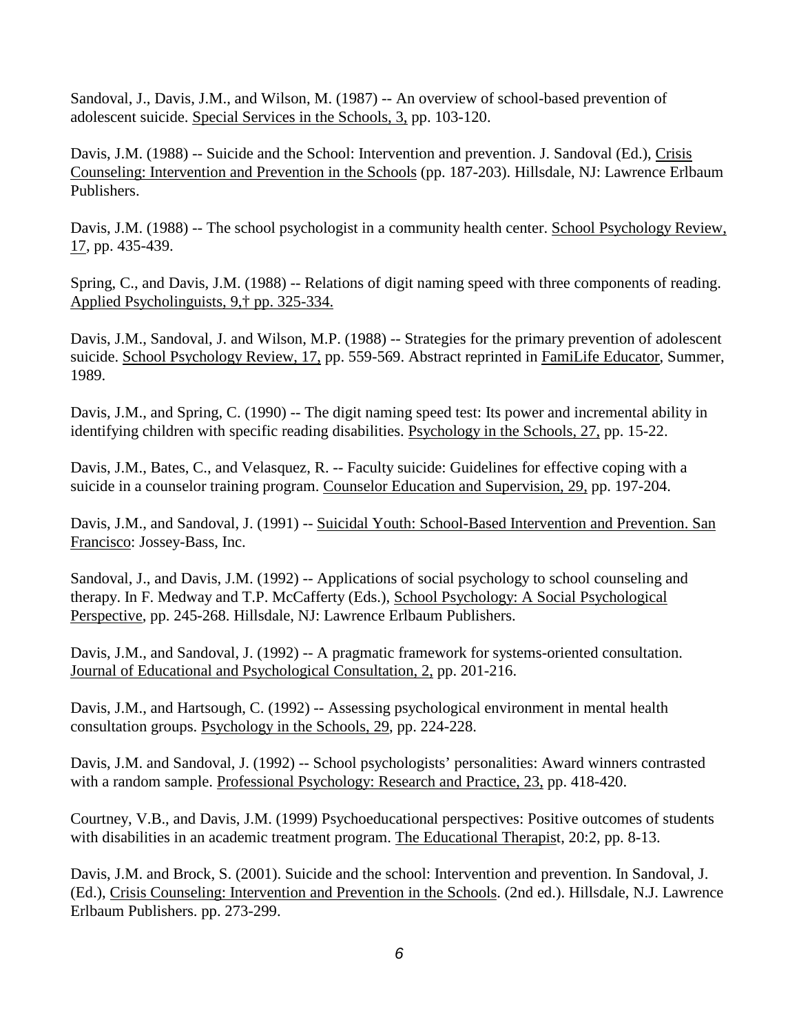Sandoval, J., Davis, J.M., and Wilson, M. (1987) -- An overview of school-based prevention of adolescent suicide. Special Services in the Schools, 3, pp. 103-120.

Davis, J.M. (1988) -- Suicide and the School: Intervention and prevention. J. Sandoval (Ed.), Crisis Counseling: Intervention and Prevention in the Schools (pp. 187-203). Hillsdale, NJ: Lawrence Erlbaum Publishers.

Davis, J.M. (1988) -- The school psychologist in a community health center. School Psychology Review, 17, pp. 435-439.

Spring, C., and Davis, J.M. (1988) -- Relations of digit naming speed with three components of reading. Applied Psycholinguists, 9,† pp. 325-334.

Davis, J.M., Sandoval, J. and Wilson, M.P. (1988) -- Strategies for the primary prevention of adolescent suicide. School Psychology Review, 17, pp. 559-569. Abstract reprinted in FamiLife Educator, Summer, 1989.

Davis, J.M., and Spring, C. (1990) -- The digit naming speed test: Its power and incremental ability in identifying children with specific reading disabilities. Psychology in the Schools, 27, pp. 15-22.

Davis, J.M., Bates, C., and Velasquez, R. -- Faculty suicide: Guidelines for effective coping with a suicide in a counselor training program. Counselor Education and Supervision, 29, pp. 197-204.

Davis, J.M., and Sandoval, J. (1991) -- Suicidal Youth: School-Based Intervention and Prevention. San Francisco: Jossey-Bass, Inc.

Sandoval, J., and Davis, J.M. (1992) -- Applications of social psychology to school counseling and therapy. In F. Medway and T.P. McCafferty (Eds.), School Psychology: A Social Psychological Perspective, pp. 245-268. Hillsdale, NJ: Lawrence Erlbaum Publishers.

Davis, J.M., and Sandoval, J. (1992) -- A pragmatic framework for systems-oriented consultation. Journal of Educational and Psychological Consultation, 2, pp. 201-216.

Davis, J.M., and Hartsough, C. (1992) -- Assessing psychological environment in mental health consultation groups. Psychology in the Schools, 29, pp. 224-228.

Davis, J.M. and Sandoval, J. (1992) -- School psychologists' personalities: Award winners contrasted with a random sample. Professional Psychology: Research and Practice, 23, pp. 418-420.

Courtney, V.B., and Davis, J.M. (1999) Psychoeducational perspectives: Positive outcomes of students with disabilities in an academic treatment program. The Educational Therapist, 20:2, pp. 8-13.

Davis, J.M. and Brock, S. (2001). Suicide and the school: Intervention and prevention. In Sandoval, J. (Ed.), Crisis Counseling: Intervention and Prevention in the Schools. (2nd ed.). Hillsdale, N.J. Lawrence Erlbaum Publishers. pp. 273-299.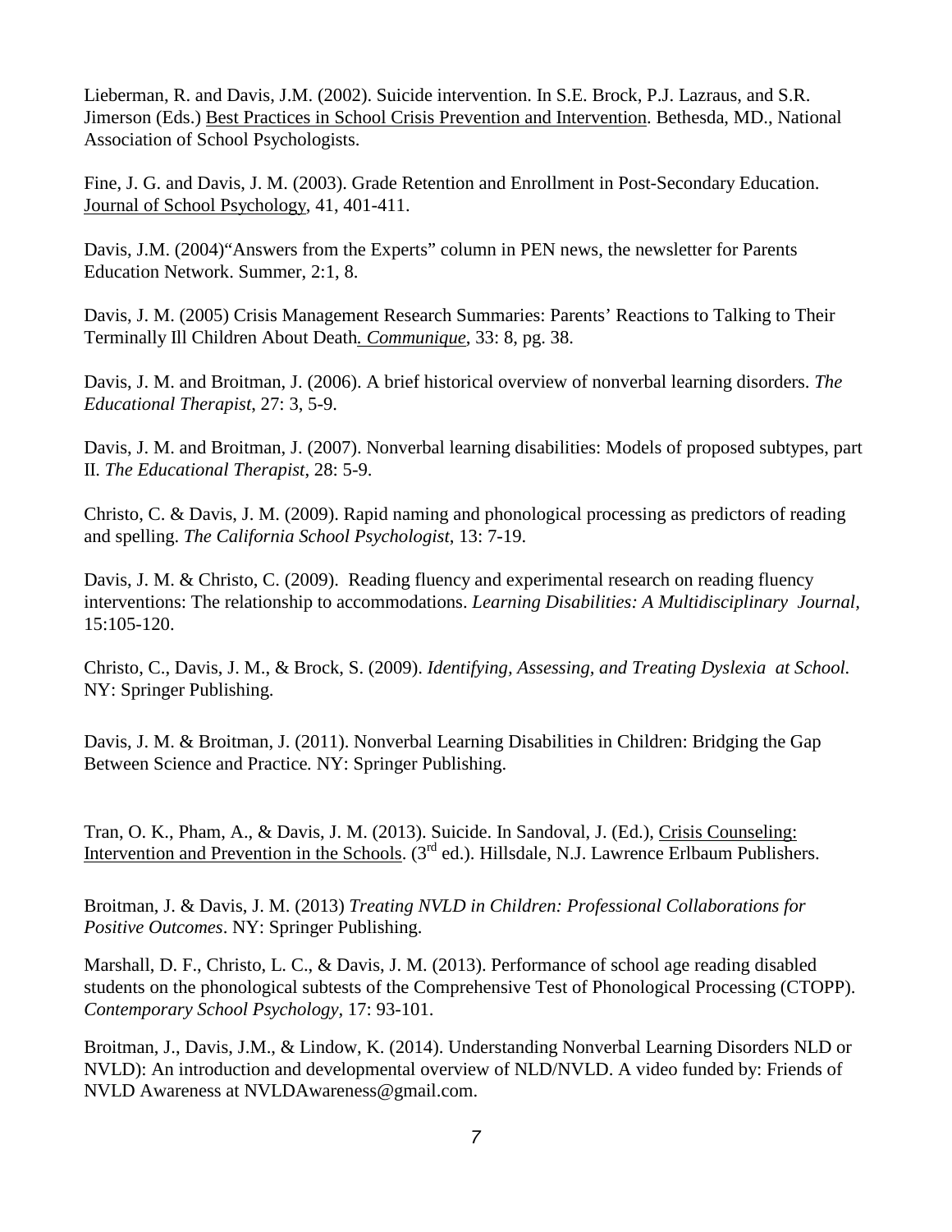Lieberman, R. and Davis, J.M. (2002). Suicide intervention. In S.E. Brock, P.J. Lazraus, and S.R. Jimerson (Eds.) Best Practices in School Crisis Prevention and Intervention. Bethesda, MD., National Association of School Psychologists.

Fine, J. G. and Davis, J. M. (2003). Grade Retention and Enrollment in Post-Secondary Education. Journal of School Psychology, 41, 401-411.

Davis, J.M. (2004)"Answers from the Experts" column in PEN news, the newsletter for Parents Education Network. Summer, 2:1, 8.

Davis, J. M. (2005) Crisis Management Research Summaries: Parents' Reactions to Talking to Their Terminally Ill Children About Death. *Communique*, 33: 8, pg. 38.

Davis, J. M. and Broitman, J. (2006). A brief historical overview of nonverbal learning disorders. *The Educational Therapist*, 27: 3, 5-9.

Davis, J. M. and Broitman, J. (2007). Nonverbal learning disabilities: Models of proposed subtypes, part II. *The Educational Therapist*, 28: 5-9.

Christo, C. & Davis, J. M. (2009). Rapid naming and phonological processing as predictors of reading and spelling. *The California School Psychologist*, 13: 7-19.

Davis, J. M. & Christo, C. (2009). Reading fluency and experimental research on reading fluency interventions: The relationship to accommodations. *Learning Disabilities: A Multidisciplinary Journal*, 15:105-120.

Christo, C., Davis, J. M., & Brock, S. (2009). *Identifying, Assessing, and Treating Dyslexia at School.* NY: Springer Publishing.

Davis, J. M. & Broitman, J. (2011). Nonverbal Learning Disabilities in Children: Bridging the Gap Between Science and Practice. NY: Springer Publishing.

Tran, O. K., Pham, A., & Davis, J. M. (2013). Suicide. In Sandoval, J. (Ed.), Crisis Counseling: Intervention and Prevention in the Schools. (3rd ed.). Hillsdale, N.J. Lawrence Erlbaum Publishers.

Broitman, J. & Davis, J. M. (2013) *Treating NVLD in Children: Professional Collaborations for Positive Outcomes*. NY: Springer Publishing.

Marshall, D. F., Christo, L. C., & Davis, J. M. (2013). Performance of school age reading disabled students on the phonological subtests of the Comprehensive Test of Phonological Processing (CTOPP). *Contemporary School Psychology*, 17: 93-101.

Broitman, J., Davis, J.M., & Lindow, K. (2014). Understanding Nonverbal Learning Disorders NLD or NVLD): An introduction and developmental overview of NLD/NVLD. A video funded by: Friends of NVLD Awareness at NVLDAwareness@gmail.com.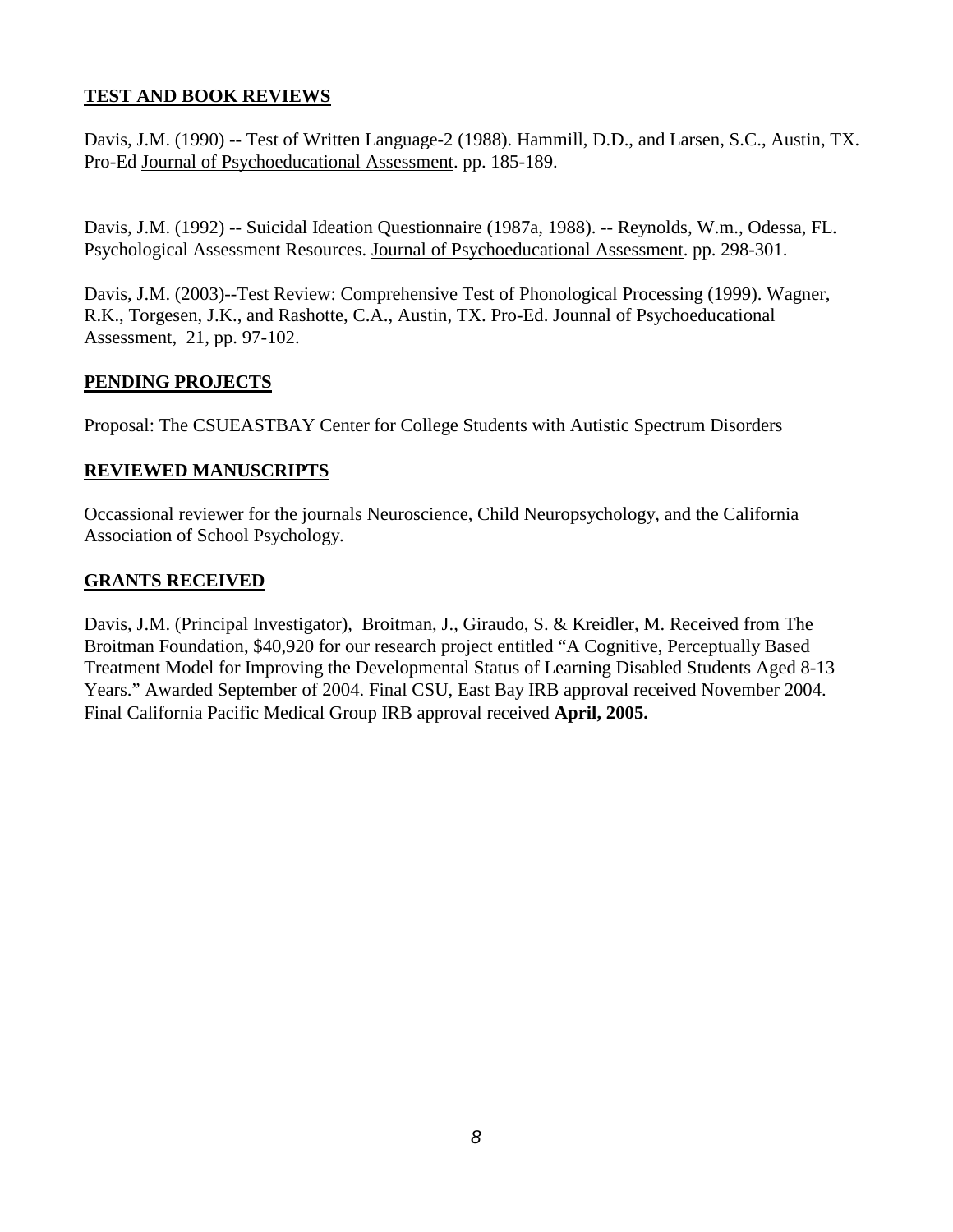## TEST AND BOOK REVIEWS

Davis, J.M. (1990) -- Test of Written Language-2 (1988). Hammill, D.D., and Larsen, S.C., Austin, TX. Pro-Ed Journal of Psychoeducational Assessment. pp. 185-189.

Davis, J.M. (1992) -- Suicidal Ideation Questionnaire (1987a, 1988). -- Reynolds, W.m., Odessa, FL. Psychological Assessment Resources. Journal of Psychoeducational Assessment. pp. 298-301.

Davis, J.M. (2003)--Test Review: Comprehensive Test of Phonological Processing (1999). Wagner, R.K., Torgesen, J.K., and Rashotte, C.A., Austin, TX. Pro-Ed. Jounnal of Psychoeducational Assessment, 21, pp. 97-102.

## PENDING PROJECTS

Proposal: The CSUEASTBAY Center for College Students with Autistic Spectrum Disorders

## REVIEWED MANUSCRIPTS

Occassional reviewer for the journals Neuroscience, Child Neuropsychology, and the California Association of School Psychology.

## GRANTS RECEIVED

Davis, J.M. (Principal Investigator), Broitman, J., Giraudo, S. & Kreidler, M. Received from The Broitman Foundation, $40,920 for our research project entitled "A Cognitive, Perceptually Based Treatment Model for Improving the Developmental Status of Learning Disabled Students Aged 8-13 Years." Awarded September of 2004. Final CSU, East Bay IRB approval received November 2004. Final California Pacific Medical Group IRB approval received **April, 2005.**